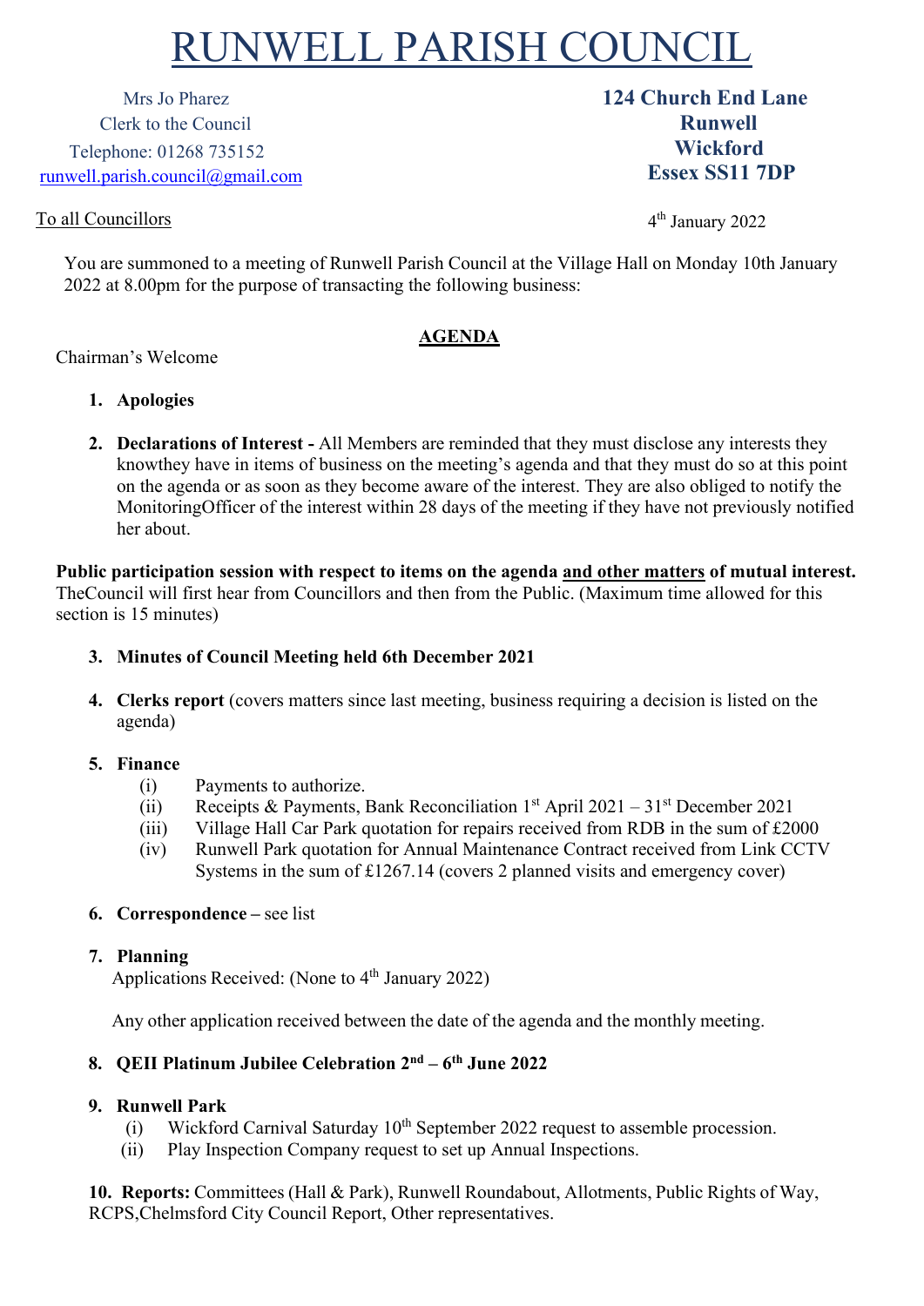# RUNWELL PARISH COUNCIL

Mrs Jo Pharez
Clerk to the Council
Telephone: 01268 735152
runwell.parish.council@gmail.com

**124 Church End Lane**
**Runwell**
**Wickford**
**Essex SS11 7DP**

To all Councillors

4th January 2022

You are summoned to a meeting of Runwell Parish Council at the Village Hall on Monday 10th January 2022 at 8.00pm for the purpose of transacting the following business:

## AGENDA

Chairman's Welcome

1. **Apologies**

2. **Declarations of Interest -** All Members are reminded that they must disclose any interests they knowthey have in items of business on the meeting's agenda and that they must do so at this point on the agenda or as soon as they become aware of the interest. They are also obliged to notify the MonitoringOfficer of the interest within 28 days of the meeting if they have not previously notified her about.

**Public participation session with respect to items on the agenda and other matters of mutual interest.** TheCouncil will first hear from Councillors and then from the Public. (Maximum time allowed for this section is 15 minutes)

3. **Minutes of Council Meeting held 6th December 2021**

4. **Clerks report** (covers matters since last meeting, business requiring a decision is listed on the agenda)

5. **Finance**
   - (i) Payments to authorize.
   - (ii) Receipts & Payments, Bank Reconciliation 1st April 2021 – 31st December 2021
   - (iii) Village Hall Car Park quotation for repairs received from RDB in the sum of £2000
   - (iv) Runwell Park quotation for Annual Maintenance Contract received from Link CCTV Systems in the sum of £1267.14 (covers 2 planned visits and emergency cover)

6. **Correspondence –** see list

7. **Planning**
   Applications Received: (None to 4th January 2022)

   Any other application received between the date of the agenda and the monthly meeting.

8. **QEII Platinum Jubilee Celebration 2nd – 6th June 2022**

9. **Runwell Park**
   - (i) Wickford Carnival Saturday 10th September 2022 request to assemble procession.
   - (ii) Play Inspection Company request to set up Annual Inspections.

10. **Reports:** Committees (Hall & Park), Runwell Roundabout, Allotments, Public Rights of Way, RCPS,Chelmsford City Council Report, Other representatives.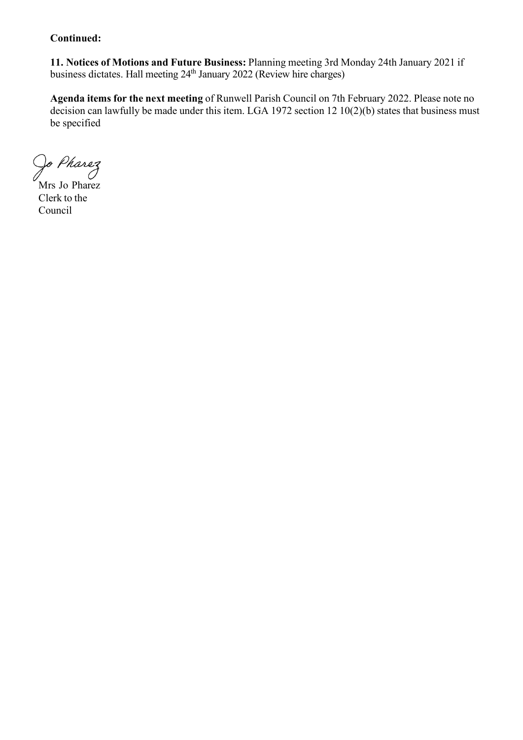**Continued:**

**11. Notices of Motions and Future Business:** Planning meeting 3rd Monday 24th January 2021 if business dictates. Hall meeting 24th January 2022 (Review hire charges)

**Agenda items for the next meeting** of Runwell Parish Council on 7th February 2022. Please note no decision can lawfully be made under this item. LGA 1972 section 12 10(2)(b) states that business must be specified

Jo Pharez

Mrs Jo Pharez
Clerk to the Council